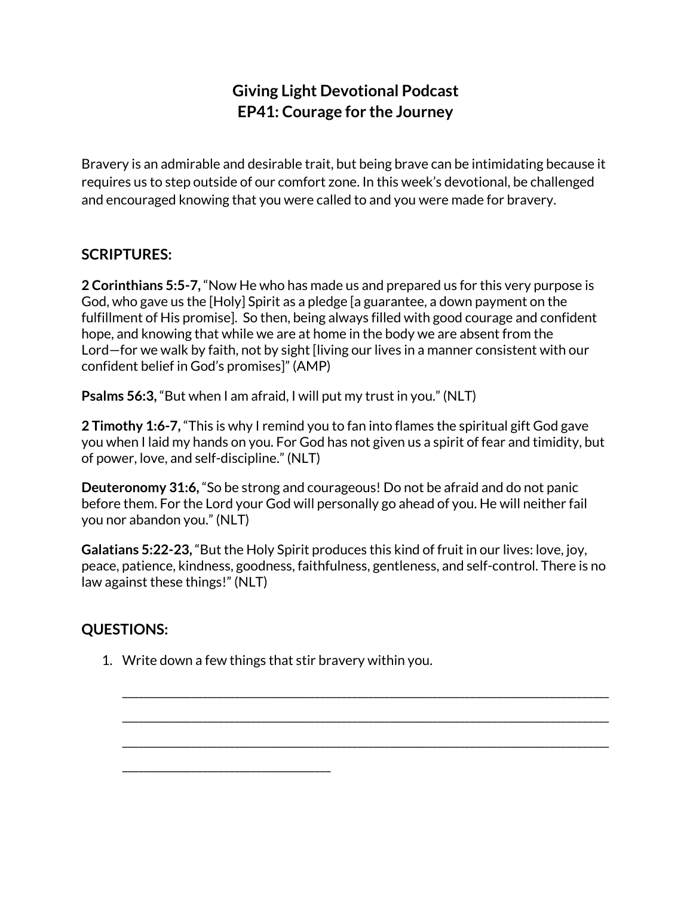# Giving Light Devotional Podcast
# EP41: Courage for the Journey

Bravery is an admirable and desirable trait, but being brave can be intimidating because it requires us to step outside of our comfort zone. In this week's devotional, be challenged and encouraged knowing that you were called to and you were made for bravery.

## SCRIPTURES:

**2 Corinthians 5:5-7,** "Now He who has made us and prepared us for this very purpose is God, who gave us the [Holy] Spirit as a pledge [a guarantee, a down payment on the fulfillment of His promise]. So then, being always filled with good courage and confident hope, and knowing that while we are at home in the body we are absent from the Lord—for we walk by faith, not by sight [living our lives in a manner consistent with our confident belief in God's promises]" (AMP)

**Psalms 56:3,** "But when I am afraid, I will put my trust in you." (NLT)

**2 Timothy 1:6-7,** "This is why I remind you to fan into flames the spiritual gift God gave you when I laid my hands on you. For God has not given us a spirit of fear and timidity, but of power, love, and self-discipline." (NLT)

**Deuteronomy 31:6,** "So be strong and courageous! Do not be afraid and do not panic before them. For the Lord your God will personally go ahead of you. He will neither fail you nor abandon you." (NLT)

**Galatians 5:22-23,** "But the Holy Spirit produces this kind of fruit in our lives: love, joy, peace, patience, kindness, goodness, faithfulness, gentleness, and self-control. There is no law against these things!" (NLT)

## QUESTIONS:

1. Write down a few things that stir bravery within you.

   ______________________________________________________________________________

   ______________________________________________________________________________

   ______________________________________________________________________________

   ________________________________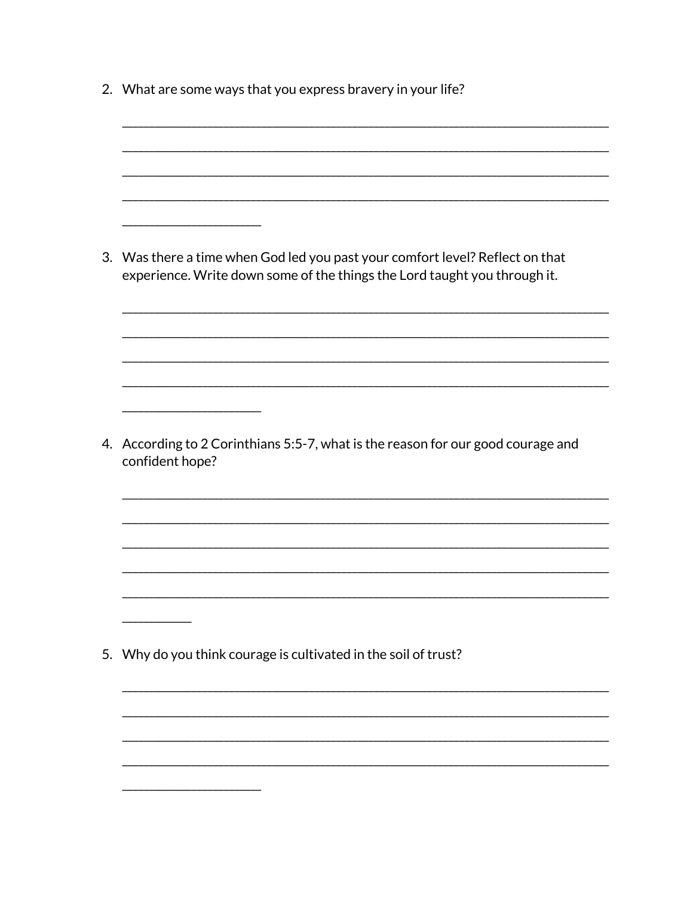2. What are some ways that you express bravery in your life?

3. Was there a time when God led you past your comfort level? Reflect on that experience. Write down some of the things the Lord taught you through it.

4. According to 2 Corinthians 5:5-7, what is the reason for our good courage and confident hope?

5. Why do you think courage is cultivated in the soil of trust?